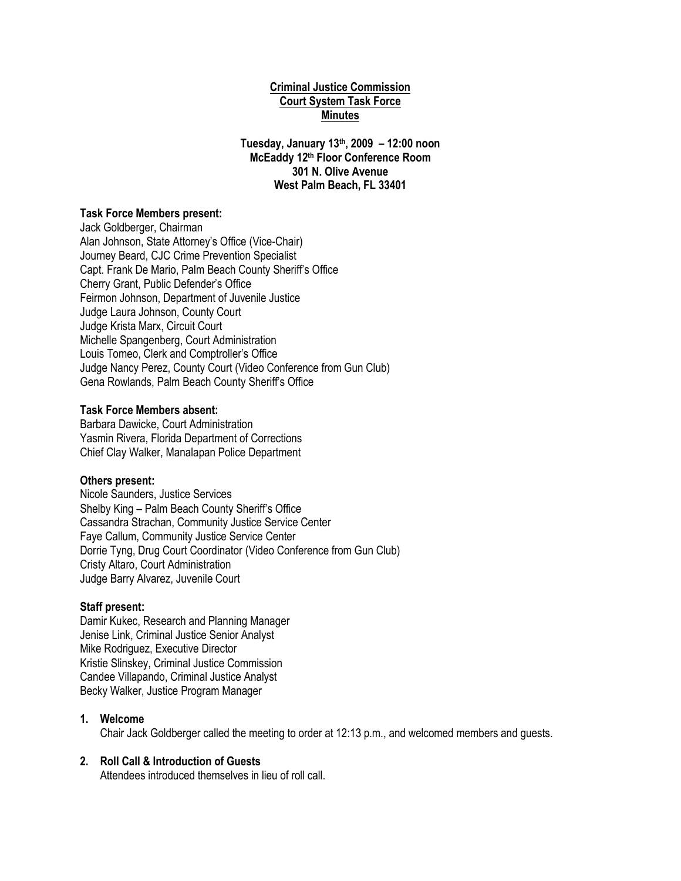**Criminal Justice Commission**
**Court System Task Force**
**Minutes**

**Tuesday, January 13th, 2009 – 12:00 noon**
**McEaddy 12th Floor Conference Room**
**301 N. Olive Avenue**
**West Palm Beach, FL 33401**

**Task Force Members present:**
Jack Goldberger, Chairman
Alan Johnson, State Attorney's Office (Vice-Chair)
Journey Beard, CJC Crime Prevention Specialist
Capt. Frank De Mario, Palm Beach County Sheriff's Office
Cherry Grant, Public Defender's Office
Feirmon Johnson, Department of Juvenile Justice
Judge Laura Johnson, County Court
Judge Krista Marx, Circuit Court
Michelle Spangenberg, Court Administration
Louis Tomeo, Clerk and Comptroller's Office
Judge Nancy Perez, County Court (Video Conference from Gun Club)
Gena Rowlands, Palm Beach County Sheriff's Office

**Task Force Members absent:**
Barbara Dawicke, Court Administration
Yasmin Rivera, Florida Department of Corrections
Chief Clay Walker, Manalapan Police Department

**Others present:**
Nicole Saunders, Justice Services
Shelby King – Palm Beach County Sheriff's Office
Cassandra Strachan, Community Justice Service Center
Faye Callum, Community Justice Service Center
Dorrie Tyng, Drug Court Coordinator (Video Conference from Gun Club)
Cristy Altaro, Court Administration
Judge Barry Alvarez, Juvenile Court

**Staff present:**
Damir Kukec, Research and Planning Manager
Jenise Link, Criminal Justice Senior Analyst
Mike Rodriguez, Executive Director
Kristie Slinskey, Criminal Justice Commission
Candee Villapando, Criminal Justice Analyst
Becky Walker, Justice Program Manager

1. **Welcome**
   Chair Jack Goldberger called the meeting to order at 12:13 p.m., and welcomed members and guests.

2. **Roll Call & Introduction of Guests**
   Attendees introduced themselves in lieu of roll call.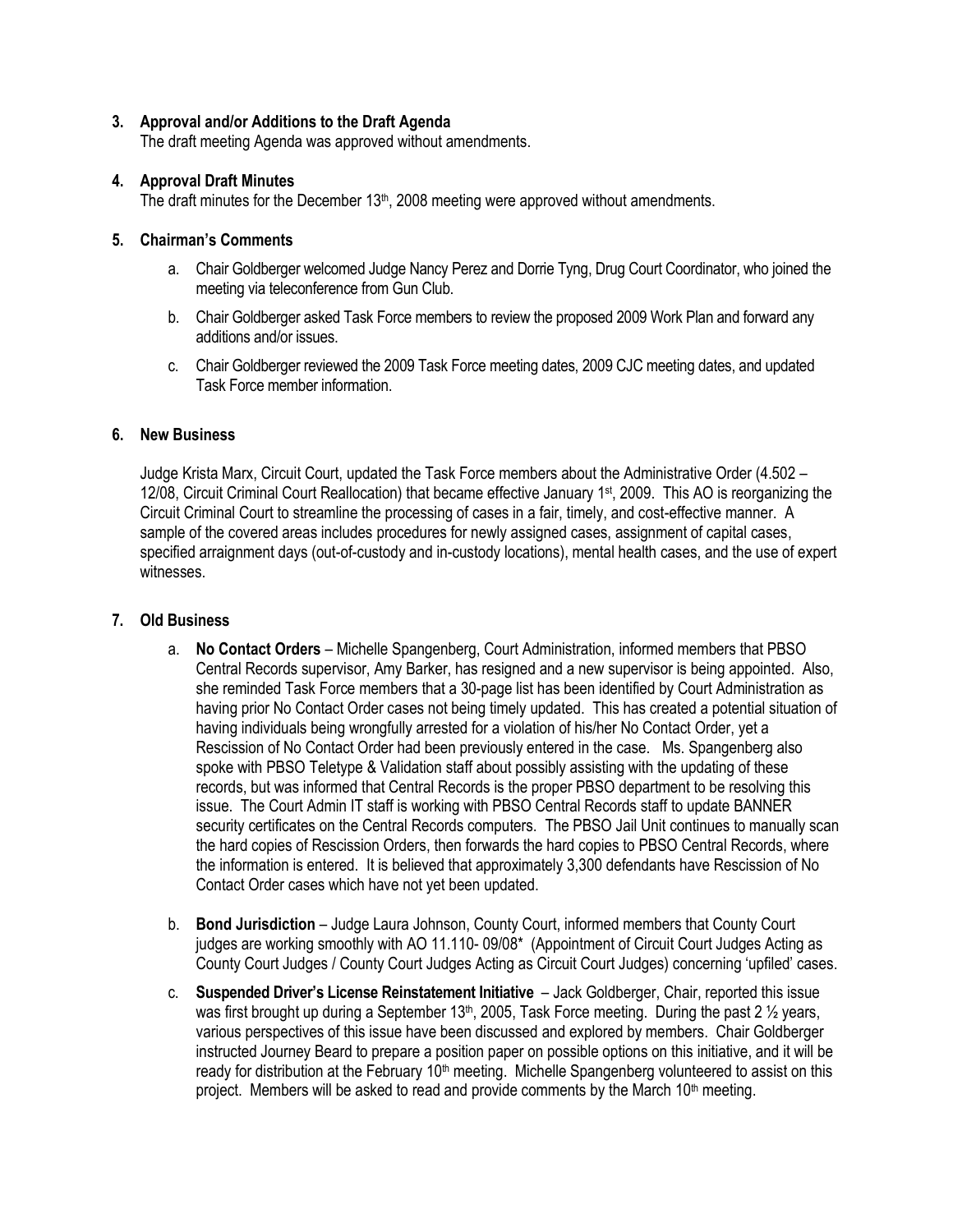**3. Approval and/or Additions to the Draft Agenda**

The draft meeting Agenda was approved without amendments.

**4. Approval Draft Minutes**

The draft minutes for the December 13th, 2008 meeting were approved without amendments.

**5. Chairman's Comments**

a. Chair Goldberger welcomed Judge Nancy Perez and Dorrie Tyng, Drug Court Coordinator, who joined the meeting via teleconference from Gun Club.

b. Chair Goldberger asked Task Force members to review the proposed 2009 Work Plan and forward any additions and/or issues.

c. Chair Goldberger reviewed the 2009 Task Force meeting dates, 2009 CJC meeting dates, and updated Task Force member information.

**6. New Business**

Judge Krista Marx, Circuit Court, updated the Task Force members about the Administrative Order (4.502 – 12/08, Circuit Criminal Court Reallocation) that became effective January 1st, 2009. This AO is reorganizing the Circuit Criminal Court to streamline the processing of cases in a fair, timely, and cost-effective manner. A sample of the covered areas includes procedures for newly assigned cases, assignment of capital cases, specified arraignment days (out-of-custody and in-custody locations), mental health cases, and the use of expert witnesses.

**7. Old Business**

a. **No Contact Orders** – Michelle Spangenberg, Court Administration, informed members that PBSO Central Records supervisor, Amy Barker, has resigned and a new supervisor is being appointed. Also, she reminded Task Force members that a 30-page list has been identified by Court Administration as having prior No Contact Order cases not being timely updated. This has created a potential situation of having individuals being wrongfully arrested for a violation of his/her No Contact Order, yet a Rescission of No Contact Order had been previously entered in the case. Ms. Spangenberg also spoke with PBSO Teletype & Validation staff about possibly assisting with the updating of these records, but was informed that Central Records is the proper PBSO department to be resolving this issue. The Court Admin IT staff is working with PBSO Central Records staff to update BANNER security certificates on the Central Records computers. The PBSO Jail Unit continues to manually scan the hard copies of Rescission Orders, then forwards the hard copies to PBSO Central Records, where the information is entered. It is believed that approximately 3,300 defendants have Rescission of No Contact Order cases which have not yet been updated.

b. **Bond Jurisdiction** – Judge Laura Johnson, County Court, informed members that County Court judges are working smoothly with AO 11.110- 09/08* (Appointment of Circuit Court Judges Acting as County Court Judges / County Court Judges Acting as Circuit Court Judges) concerning 'upfiled' cases.

c. **Suspended Driver's License Reinstatement Initiative** – Jack Goldberger, Chair, reported this issue was first brought up during a September 13th, 2005, Task Force meeting. During the past 2 ½ years, various perspectives of this issue have been discussed and explored by members. Chair Goldberger instructed Journey Beard to prepare a position paper on possible options on this initiative, and it will be ready for distribution at the February 10th meeting. Michelle Spangenberg volunteered to assist on this project. Members will be asked to read and provide comments by the March 10th meeting.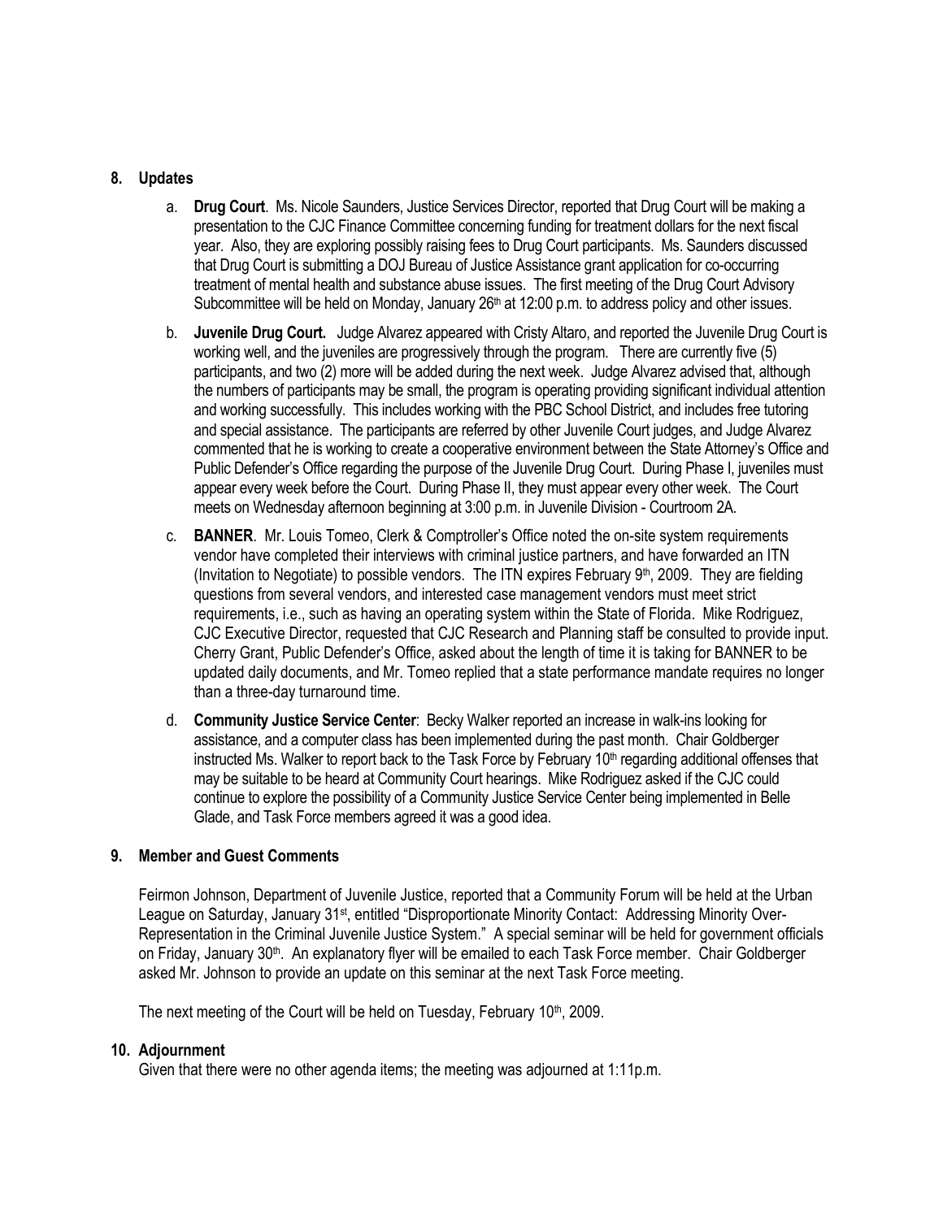**8. Updates**

a. **Drug Court**. Ms. Nicole Saunders, Justice Services Director, reported that Drug Court will be making a presentation to the CJC Finance Committee concerning funding for treatment dollars for the next fiscal year. Also, they are exploring possibly raising fees to Drug Court participants. Ms. Saunders discussed that Drug Court is submitting a DOJ Bureau of Justice Assistance grant application for co-occurring treatment of mental health and substance abuse issues. The first meeting of the Drug Court Advisory Subcommittee will be held on Monday, January 26th at 12:00 p.m. to address policy and other issues.

b. **Juvenile Drug Court.** Judge Alvarez appeared with Cristy Altaro, and reported the Juvenile Drug Court is working well, and the juveniles are progressively through the program. There are currently five (5) participants, and two (2) more will be added during the next week. Judge Alvarez advised that, although the numbers of participants may be small, the program is operating providing significant individual attention and working successfully. This includes working with the PBC School District, and includes free tutoring and special assistance. The participants are referred by other Juvenile Court judges, and Judge Alvarez commented that he is working to create a cooperative environment between the State Attorney's Office and Public Defender's Office regarding the purpose of the Juvenile Drug Court. During Phase I, juveniles must appear every week before the Court. During Phase II, they must appear every other week. The Court meets on Wednesday afternoon beginning at 3:00 p.m. in Juvenile Division - Courtroom 2A.

c. **BANNER**. Mr. Louis Tomeo, Clerk & Comptroller's Office noted the on-site system requirements vendor have completed their interviews with criminal justice partners, and have forwarded an ITN (Invitation to Negotiate) to possible vendors. The ITN expires February 9th, 2009. They are fielding questions from several vendors, and interested case management vendors must meet strict requirements, i.e., such as having an operating system within the State of Florida. Mike Rodriguez, CJC Executive Director, requested that CJC Research and Planning staff be consulted to provide input. Cherry Grant, Public Defender's Office, asked about the length of time it is taking for BANNER to be updated daily documents, and Mr. Tomeo replied that a state performance mandate requires no longer than a three-day turnaround time.

d. **Community Justice Service Center**: Becky Walker reported an increase in walk-ins looking for assistance, and a computer class has been implemented during the past month. Chair Goldberger instructed Ms. Walker to report back to the Task Force by February 10th regarding additional offenses that may be suitable to be heard at Community Court hearings. Mike Rodriguez asked if the CJC could continue to explore the possibility of a Community Justice Service Center being implemented in Belle Glade, and Task Force members agreed it was a good idea.

**9. Member and Guest Comments**

Feirmon Johnson, Department of Juvenile Justice, reported that a Community Forum will be held at the Urban League on Saturday, January 31st, entitled "Disproportionate Minority Contact: Addressing Minority Over-Representation in the Criminal Juvenile Justice System." A special seminar will be held for government officials on Friday, January 30th. An explanatory flyer will be emailed to each Task Force member. Chair Goldberger asked Mr. Johnson to provide an update on this seminar at the next Task Force meeting.

The next meeting of the Court will be held on Tuesday, February 10th, 2009.

**10. Adjournment**

Given that there were no other agenda items; the meeting was adjourned at 1:11p.m.